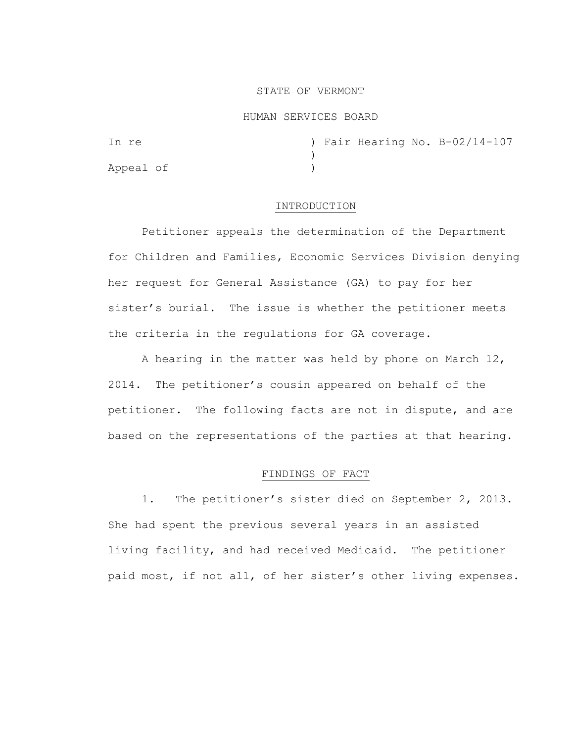STATE OF VERMONT

HUMAN SERVICES BOARD

```
In re                        ) Fair Hearing No. B-02/14-107
                             )
Appeal of                    )
```

## INTRODUCTION

Petitioner appeals the determination of the Department for Children and Families, Economic Services Division denying her request for General Assistance (GA) to pay for her sister's burial. The issue is whether the petitioner meets the criteria in the regulations for GA coverage.

A hearing in the matter was held by phone on March 12, 2014. The petitioner's cousin appeared on behalf of the petitioner. The following facts are not in dispute, and are based on the representations of the parties at that hearing.

## FINDINGS OF FACT

1. The petitioner's sister died on September 2, 2013. She had spent the previous several years in an assisted living facility, and had received Medicaid. The petitioner paid most, if not all, of her sister's other living expenses.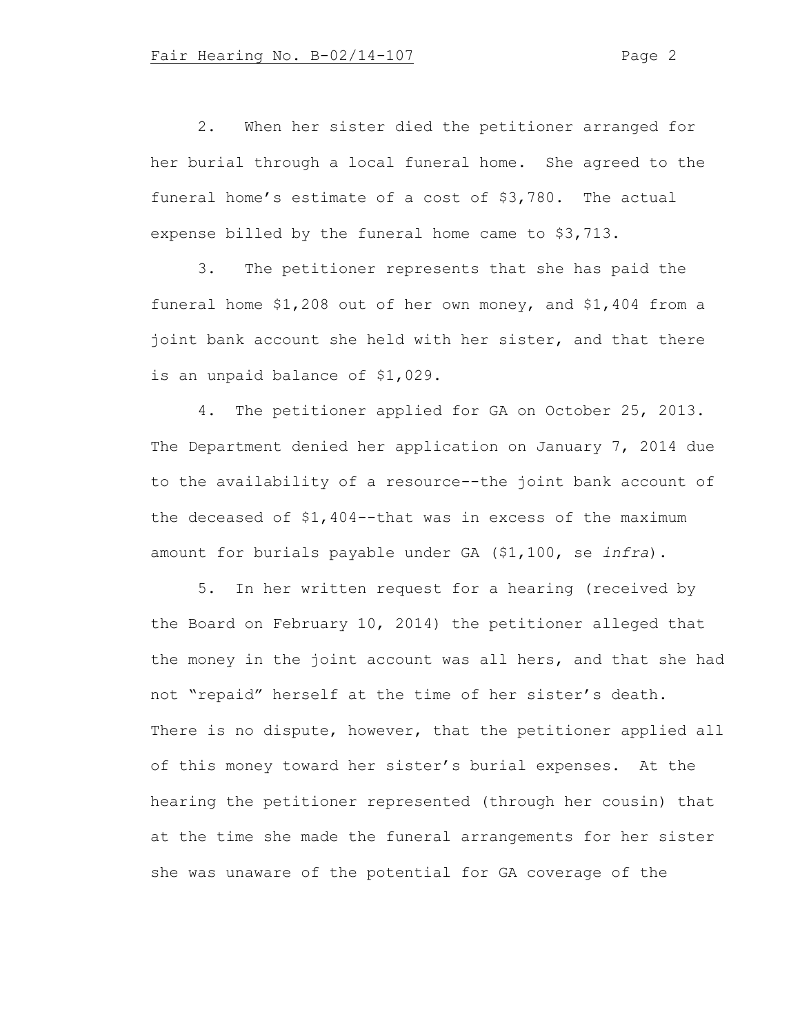2. When her sister died the petitioner arranged for her burial through a local funeral home. She agreed to the funeral home's estimate of a cost of $3,780. The actual expense billed by the funeral home came to $3,713.

3. The petitioner represents that she has paid the funeral home $1,208 out of her own money, and $1,404 from a joint bank account she held with her sister, and that there is an unpaid balance of $1,029.

4. The petitioner applied for GA on October 25, 2013. The Department denied her application on January 7, 2014 due to the availability of a resource--the joint bank account of the deceased of $1,404--that was in excess of the maximum amount for burials payable under GA ($1,100, se *infra*).

5. In her written request for a hearing (received by the Board on February 10, 2014) the petitioner alleged that the money in the joint account was all hers, and that she had not "repaid" herself at the time of her sister's death. There is no dispute, however, that the petitioner applied all of this money toward her sister's burial expenses. At the hearing the petitioner represented (through her cousin) that at the time she made the funeral arrangements for her sister she was unaware of the potential for GA coverage of the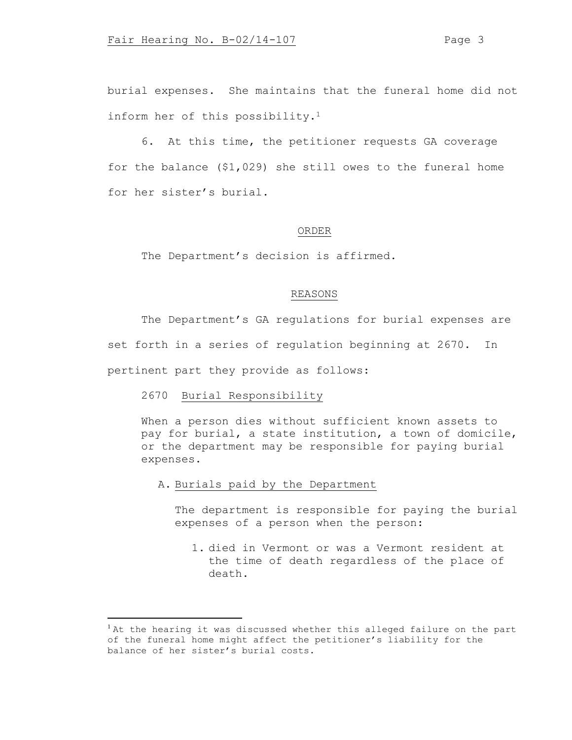burial expenses. She maintains that the funeral home did not inform her of this possibility.[1]

6. At this time, the petitioner requests GA coverage for the balance ($1,029) she still owes to the funeral home for her sister's burial.

## ORDER

The Department's decision is affirmed.

## REASONS

The Department's GA regulations for burial expenses are set forth in a series of regulation beginning at 2670. In pertinent part they provide as follows:

> 2670 Burial Responsibility
>
> When a person dies without sufficient known assets to pay for burial, a state institution, a town of domicile, or the department may be responsible for paying burial expenses.
>
> A. Burials paid by the Department
>
> The department is responsible for paying the burial expenses of a person when the person:
>
> 1. died in Vermont or was a Vermont resident at the time of death regardless of the place of death.

---

[1] At the hearing it was discussed whether this alleged failure on the part of the funeral home might affect the petitioner's liability for the balance of her sister's burial costs.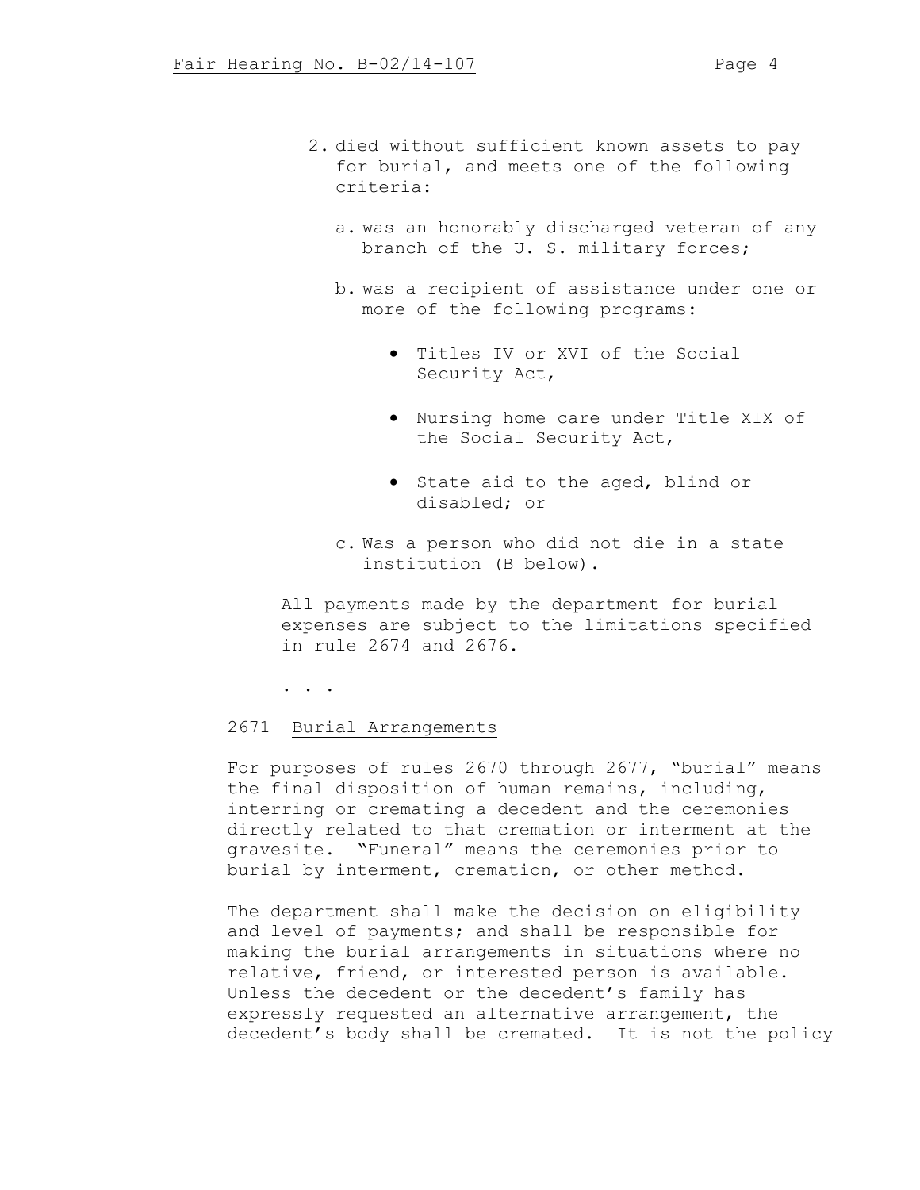2. died without sufficient known assets to pay for burial, and meets one of the following criteria:

   a. was an honorably discharged veteran of any branch of the U. S. military forces;

   b. was a recipient of assistance under one or more of the following programs:

      - Titles IV or XVI of the Social Security Act,

      - Nursing home care under Title XIX of the Social Security Act,

      - State aid to the aged, blind or disabled; or

   c. Was a person who did not die in a state institution (B below).

All payments made by the department for burial expenses are subject to the limitations specified in rule 2674 and 2676.

. . .

2671 Burial Arrangements

For purposes of rules 2670 through 2677, "burial" means the final disposition of human remains, including, interring or cremating a decedent and the ceremonies directly related to that cremation or interment at the gravesite. "Funeral" means the ceremonies prior to burial by interment, cremation, or other method.

The department shall make the decision on eligibility and level of payments; and shall be responsible for making the burial arrangements in situations where no relative, friend, or interested person is available. Unless the decedent or the decedent's family has expressly requested an alternative arrangement, the decedent's body shall be cremated. It is not the policy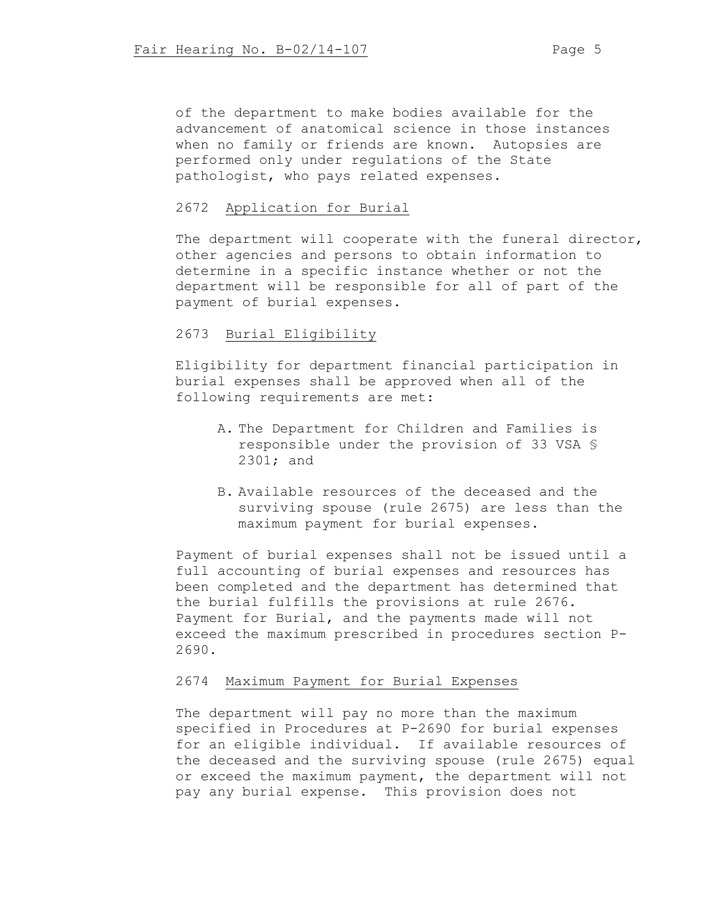of the department to make bodies available for the advancement of anatomical science in those instances when no family or friends are known. Autopsies are performed only under regulations of the State pathologist, who pays related expenses.

2672 Application for Burial

The department will cooperate with the funeral director, other agencies and persons to obtain information to determine in a specific instance whether or not the department will be responsible for all of part of the payment of burial expenses.

2673 Burial Eligibility

Eligibility for department financial participation in burial expenses shall be approved when all of the following requirements are met:

A. The Department for Children and Families is responsible under the provision of 33 VSA § 2301; and

B. Available resources of the deceased and the surviving spouse (rule 2675) are less than the maximum payment for burial expenses.

Payment of burial expenses shall not be issued until a full accounting of burial expenses and resources has been completed and the department has determined that the burial fulfills the provisions at rule 2676. Payment for Burial, and the payments made will not exceed the maximum prescribed in procedures section P-2690.

2674 Maximum Payment for Burial Expenses

The department will pay no more than the maximum specified in Procedures at P-2690 for burial expenses for an eligible individual. If available resources of the deceased and the surviving spouse (rule 2675) equal or exceed the maximum payment, the department will not pay any burial expense. This provision does not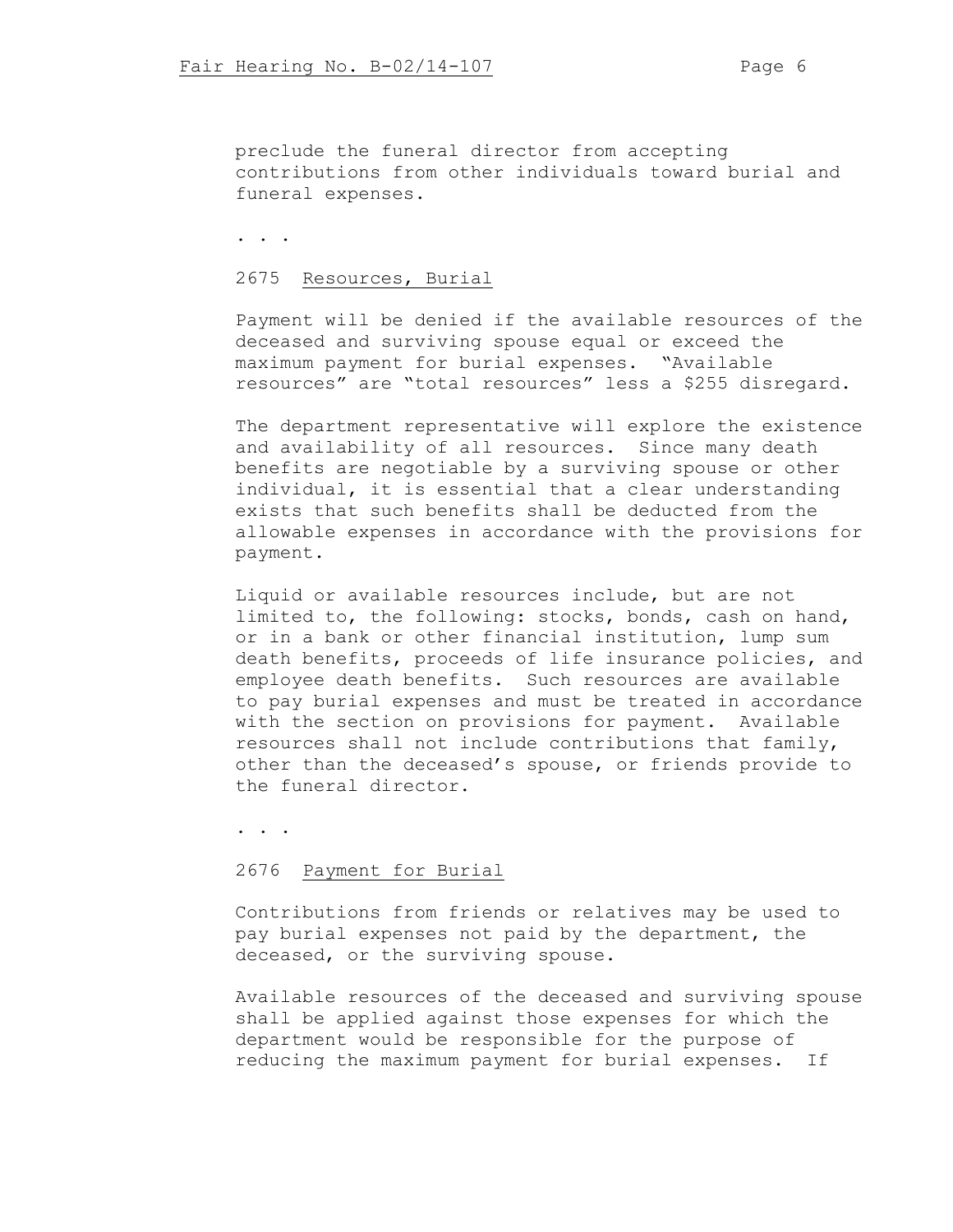preclude the funeral director from accepting contributions from other individuals toward burial and funeral expenses.

. . .

2675 Resources, Burial

Payment will be denied if the available resources of the deceased and surviving spouse equal or exceed the maximum payment for burial expenses. "Available resources" are "total resources" less a $255 disregard.

The department representative will explore the existence and availability of all resources. Since many death benefits are negotiable by a surviving spouse or other individual, it is essential that a clear understanding exists that such benefits shall be deducted from the allowable expenses in accordance with the provisions for payment.

Liquid or available resources include, but are not limited to, the following: stocks, bonds, cash on hand, or in a bank or other financial institution, lump sum death benefits, proceeds of life insurance policies, and employee death benefits. Such resources are available to pay burial expenses and must be treated in accordance with the section on provisions for payment. Available resources shall not include contributions that family, other than the deceased's spouse, or friends provide to the funeral director.

. . .

2676 Payment for Burial

Contributions from friends or relatives may be used to pay burial expenses not paid by the department, the deceased, or the surviving spouse.

Available resources of the deceased and surviving spouse shall be applied against those expenses for which the department would be responsible for the purpose of reducing the maximum payment for burial expenses. If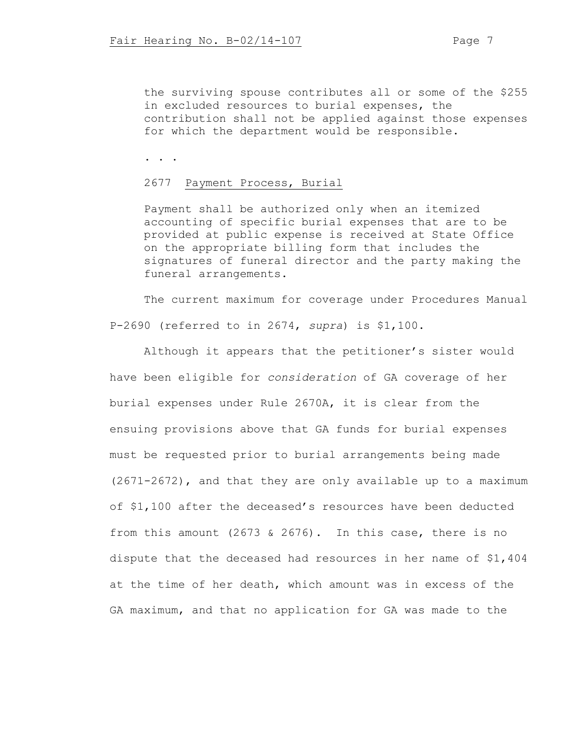> the surviving spouse contributes all or some of the $255 in excluded resources to burial expenses, the contribution shall not be applied against those expenses for which the department would be responsible.
>
> . . .
>
> 2677 Payment Process, Burial
>
> Payment shall be authorized only when an itemized accounting of specific burial expenses that are to be provided at public expense is received at State Office on the appropriate billing form that includes the signatures of funeral director and the party making the funeral arrangements.

The current maximum for coverage under Procedures Manual P-2690 (referred to in 2674, *supra*) is $1,100.

Although it appears that the petitioner's sister would have been eligible for *consideration* of GA coverage of her burial expenses under Rule 2670A, it is clear from the ensuing provisions above that GA funds for burial expenses must be requested prior to burial arrangements being made (2671-2672), and that they are only available up to a maximum of $1,100 after the deceased's resources have been deducted from this amount (2673 & 2676). In this case, there is no dispute that the deceased had resources in her name of $1,404 at the time of her death, which amount was in excess of the GA maximum, and that no application for GA was made to the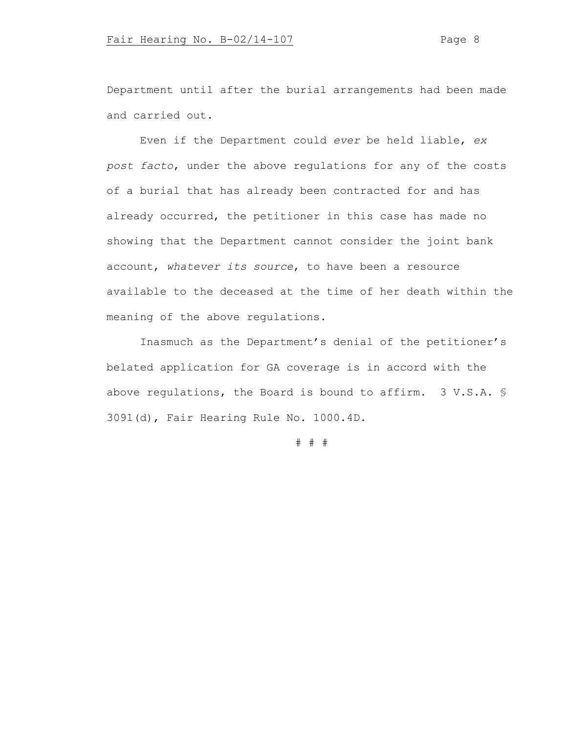Department until after the burial arrangements had been made and carried out.

Even if the Department could *ever* be held liable, *ex post facto*, under the above regulations for any of the costs of a burial that has already been contracted for and has already occurred, the petitioner in this case has made no showing that the Department cannot consider the joint bank account, *whatever its source*, to have been a resource available to the deceased at the time of her death within the meaning of the above regulations.

Inasmuch as the Department's denial of the petitioner's belated application for GA coverage is in accord with the above regulations, the Board is bound to affirm. 3 V.S.A. § 3091(d), Fair Hearing Rule No. 1000.4D.

# # #